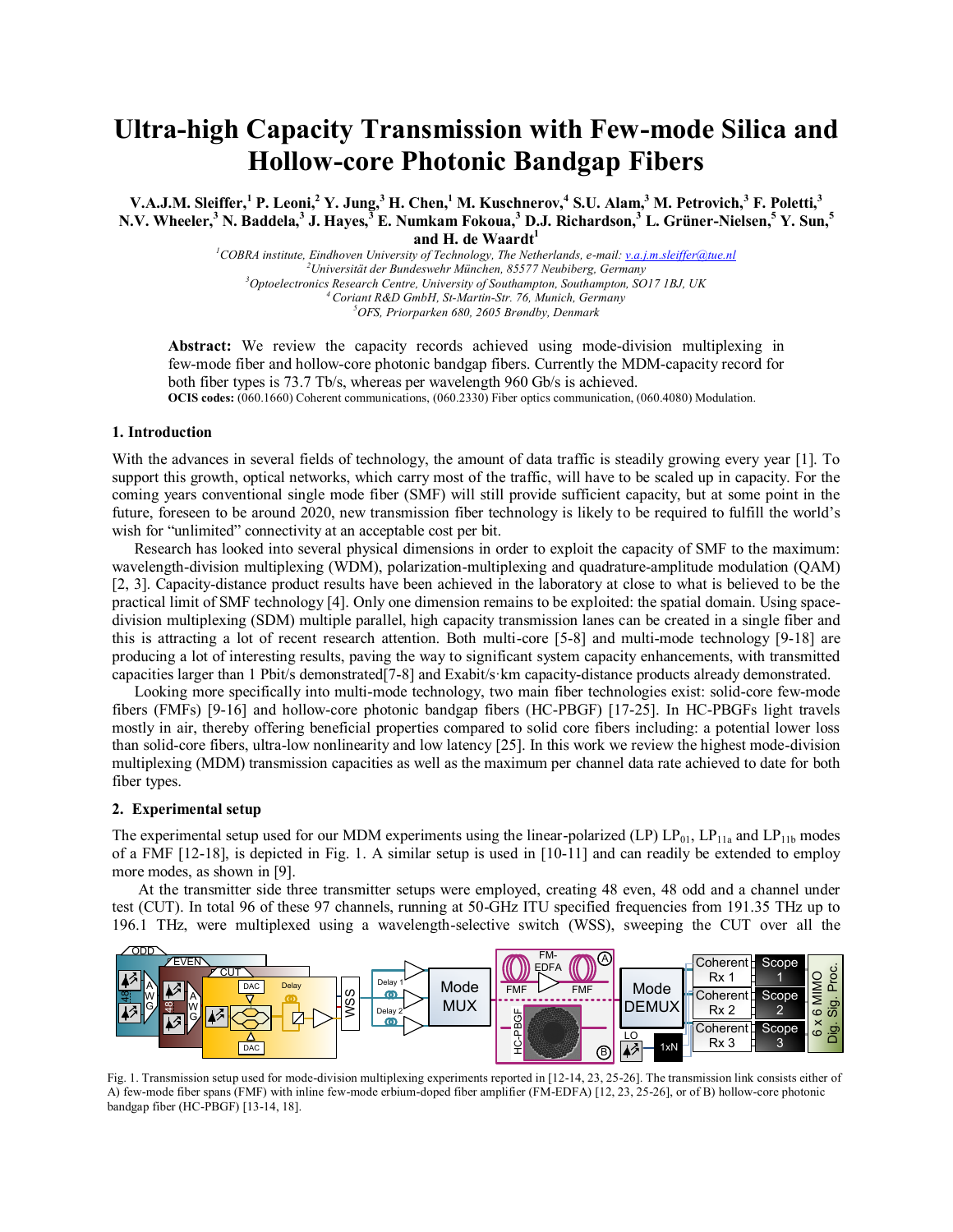# Ultra-high Capacity Transmission with Few-mode Silica and Hollow-core Photonic Bandgap Fibers

**V.A.J.M. Sleiffer,[1] P. Leoni,[2] Y. Jung,[3] H. Chen,[1] M. Kuschnerov,[4] S.U. Alam,[3] M. Petrovich,[3] F. Poletti,[3] N.V. Wheeler,[3] N. Baddela,[3] J. Hayes,[3] E. Numkam Fokoua,[3] D.J. Richardson,[3] L. Grüner-Nielsen,[5] Y. Sun,[5] and H. de Waardt[1]**

*[1]COBRA institute, Eindhoven University of Technology, The Netherlands, e-mail: v.a.j.m.sleiffer@tue.nl*
*[2]Universität der Bundeswehr München, 85577 Neubiberg, Germany*
*[3]Optoelectronics Research Centre, University of Southampton, Southampton, SO17 1BJ, UK*
*[4]Coriant R&D GmbH, St-Martin-Str. 76, Munich, Germany*
*[5]OFS, Priorparken 680, 2605 Brøndby, Denmark*

**Abstract:** We review the capacity records achieved using mode-division multiplexing in few-mode fiber and hollow-core photonic bandgap fibers. Currently the MDM-capacity record for both fiber types is 73.7 Tb/s, whereas per wavelength 960 Gb/s is achieved.
**OCIS codes:** (060.1660) Coherent communications, (060.2330) Fiber optics communication, (060.4080) Modulation.

## 1. Introduction

With the advances in several fields of technology, the amount of data traffic is steadily growing every year [1]. To support this growth, optical networks, which carry most of the traffic, will have to be scaled up in capacity. For the coming years conventional single mode fiber (SMF) will still provide sufficient capacity, but at some point in the future, foreseen to be around 2020, new transmission fiber technology is likely to be required to fulfill the world's wish for "unlimited" connectivity at an acceptable cost per bit.

Research has looked into several physical dimensions in order to exploit the capacity of SMF to the maximum: wavelength-division multiplexing (WDM), polarization-multiplexing and quadrature-amplitude modulation (QAM) [2, 3]. Capacity-distance product results have been achieved in the laboratory at close to what is believed to be the practical limit of SMF technology [4]. Only one dimension remains to be exploited: the spatial domain. Using space-division multiplexing (SDM) multiple parallel, high capacity transmission lanes can be created in a single fiber and this is attracting a lot of recent research attention. Both multi-core [5-8] and multi-mode technology [9-18] are producing a lot of interesting results, paving the way to significant system capacity enhancements, with transmitted capacities larger than 1 Pbit/s demonstrated[7-8] and Exabit/s·km capacity-distance products already demonstrated.

Looking more specifically into multi-mode technology, two main fiber technologies exist: solid-core few-mode fibers (FMFs) [9-16] and hollow-core photonic bandgap fibers (HC-PBGF) [17-25]. In HC-PBGFs light travels mostly in air, thereby offering beneficial properties compared to solid core fibers including: a potential lower loss than solid-core fibers, ultra-low nonlinearity and low latency [25]. In this work we review the highest mode-division multiplexing (MDM) transmission capacities as well as the maximum per channel data rate achieved to date for both fiber types.

## 2. Experimental setup

The experimental setup used for our MDM experiments using the linear-polarized (LP) $LP_{01}$, $LP_{11a}$ and $LP_{11b}$ modes of a FMF [12-18], is depicted in Fig. 1. A similar setup is used in [10-11] and can readily be extended to employ more modes, as shown in [9].

At the transmitter side three transmitter setups were employed, creating 48 even, 48 odd and a channel under test (CUT). In total 96 of these 97 channels, running at 50-GHz ITU specified frequencies from 191.35 THz up to 196.1 THz, were multiplexed using a wavelength-selective switch (WSS), sweeping the CUT over all the

Fig. 1. Transmission setup used for mode-division multiplexing experiments reported in [12-14, 23, 25-26]. The transmission link consists either of A) few-mode fiber spans (FMF) with inline few-mode erbium-doped fiber amplifier (FM-EDFA) [12, 23, 25-26], or of B) hollow-core photonic bandgap fiber (HC-PBGF) [13-14, 18].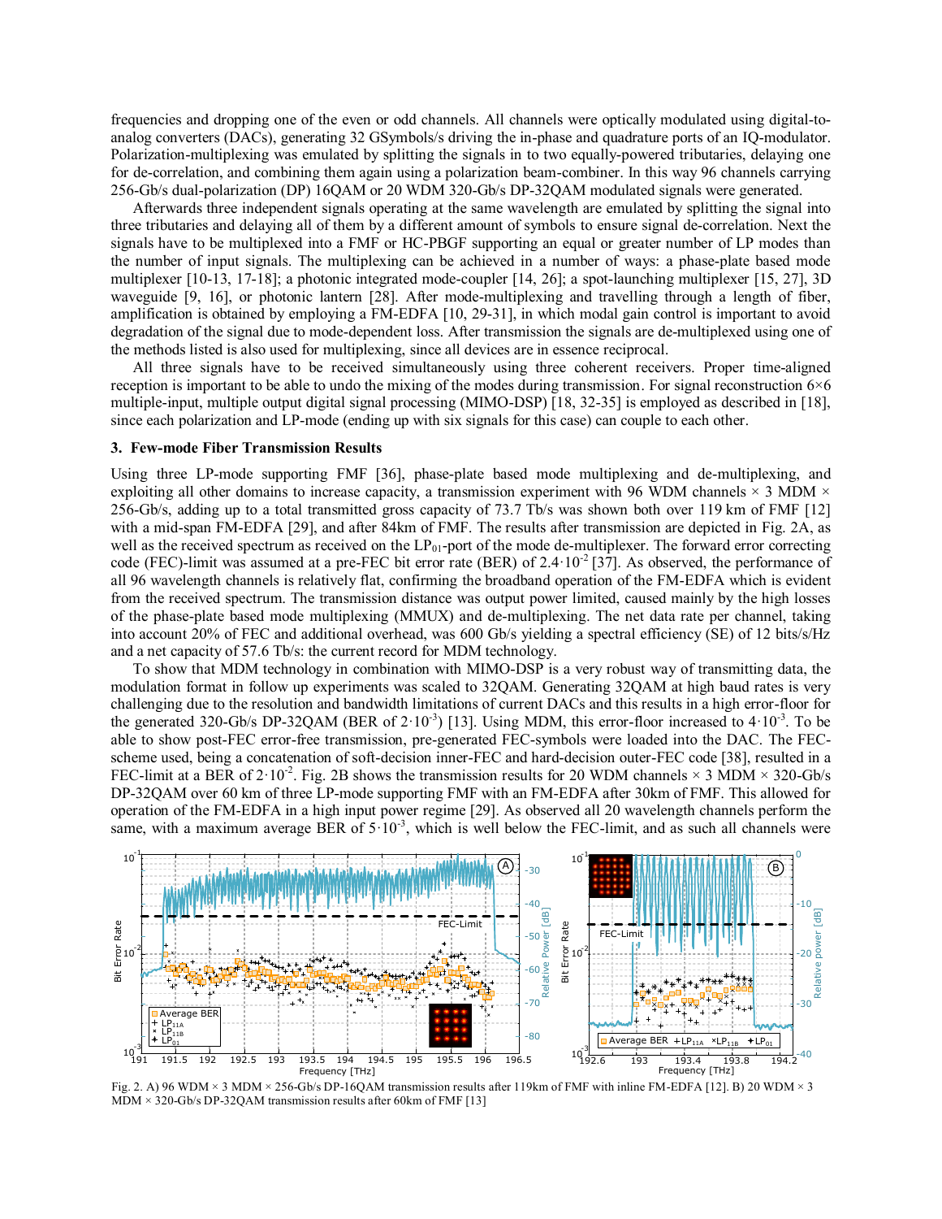frequencies and dropping one of the even or odd channels. All channels were optically modulated using digital-to-analog converters (DACs), generating 32 GSymbols/s driving the in-phase and quadrature ports of an IQ-modulator. Polarization-multiplexing was emulated by splitting the signals in to two equally-powered tributaries, delaying one for de-correlation, and combining them again using a polarization beam-combiner. In this way 96 channels carrying 256-Gb/s dual-polarization (DP) 16QAM or 20 WDM 320-Gb/s DP-32QAM modulated signals were generated.

Afterwards three independent signals operating at the same wavelength are emulated by splitting the signal into three tributaries and delaying all of them by a different amount of symbols to ensure signal de-correlation. Next the signals have to be multiplexed into a FMF or HC-PBGF supporting an equal or greater number of LP modes than the number of input signals. The multiplexing can be achieved in a number of ways: a phase-plate based mode multiplexer [10-13, 17-18]; a photonic integrated mode-coupler [14, 26]; a spot-launching multiplexer [15, 27], 3D waveguide [9, 16], or photonic lantern [28]. After mode-multiplexing and travelling through a length of fiber, amplification is obtained by employing a FM-EDFA [10, 29-31], in which modal gain control is important to avoid degradation of the signal due to mode-dependent loss. After transmission the signals are de-multiplexed using one of the methods listed is also used for multiplexing, since all devices are in essence reciprocal.

All three signals have to be received simultaneously using three coherent receivers. Proper time-aligned reception is important to be able to undo the mixing of the modes during transmission. For signal reconstruction 6×6 multiple-input, multiple output digital signal processing (MIMO-DSP) [18, 32-35] is employed as described in [18], since each polarization and LP-mode (ending up with six signals for this case) can couple to each other.

### 3. Few-mode Fiber Transmission Results

Using three LP-mode supporting FMF [36], phase-plate based mode multiplexing and de-multiplexing, and exploiting all other domains to increase capacity, a transmission experiment with 96 WDM channels × 3 MDM × 256-Gb/s, adding up to a total transmitted gross capacity of 73.7 Tb/s was shown both over 119 km of FMF [12] with a mid-span FM-EDFA [29], and after 84km of FMF. The results after transmission are depicted in Fig. 2A, as well as the received spectrum as received on the $LP_{01}$-port of the mode de-multiplexer. The forward error correcting code (FEC)-limit was assumed at a pre-FEC bit error rate (BER) of $2.4 \cdot 10^{-2}$ [37]. As observed, the performance of all 96 wavelength channels is relatively flat, confirming the broadband operation of the FM-EDFA which is evident from the received spectrum. The transmission distance was output power limited, caused mainly by the high losses of the phase-plate based mode multiplexing (MMUX) and de-multiplexing. The net data rate per channel, taking into account 20% of FEC and additional overhead, was 600 Gb/s yielding a spectral efficiency (SE) of 12 bits/s/Hz and a net capacity of 57.6 Tb/s: the current record for MDM technology.

To show that MDM technology in combination with MIMO-DSP is a very robust way of transmitting data, the modulation format in follow up experiments was scaled to 32QAM. Generating 32QAM at high baud rates is very challenging due to the resolution and bandwidth limitations of current DACs and this results in a high error-floor for the generated 320-Gb/s DP-32QAM (BER of $2 \cdot 10^{-3}$) [13]. Using MDM, this error-floor increased to $4 \cdot 10^{-3}$. To be able to show post-FEC error-free transmission, pre-generated FEC-symbols were loaded into the DAC. The FEC-scheme used, being a concatenation of soft-decision inner-FEC and hard-decision outer-FEC code [38], resulted in a FEC-limit at a BER of $2 \cdot 10^{-2}$. Fig. 2B shows the transmission results for 20 WDM channels × 3 MDM × 320-Gb/s DP-32QAM over 60 km of three LP-mode supporting FMF with an FM-EDFA after 30km of FMF. This allowed for operation of the FM-EDFA in a high input power regime [29]. As observed all 20 wavelength channels perform the same, with a maximum average BER of $5 \cdot 10^{-3}$, which is well below the FEC-limit, and as such all channels were

Fig. 2. A) 96 WDM × 3 MDM × 256-Gb/s DP-16QAM transmission results after 119km of FMF with inline FM-EDFA [12]. B) 20 WDM × 3 MDM × 320-Gb/s DP-32QAM transmission results after 60km of FMF [13]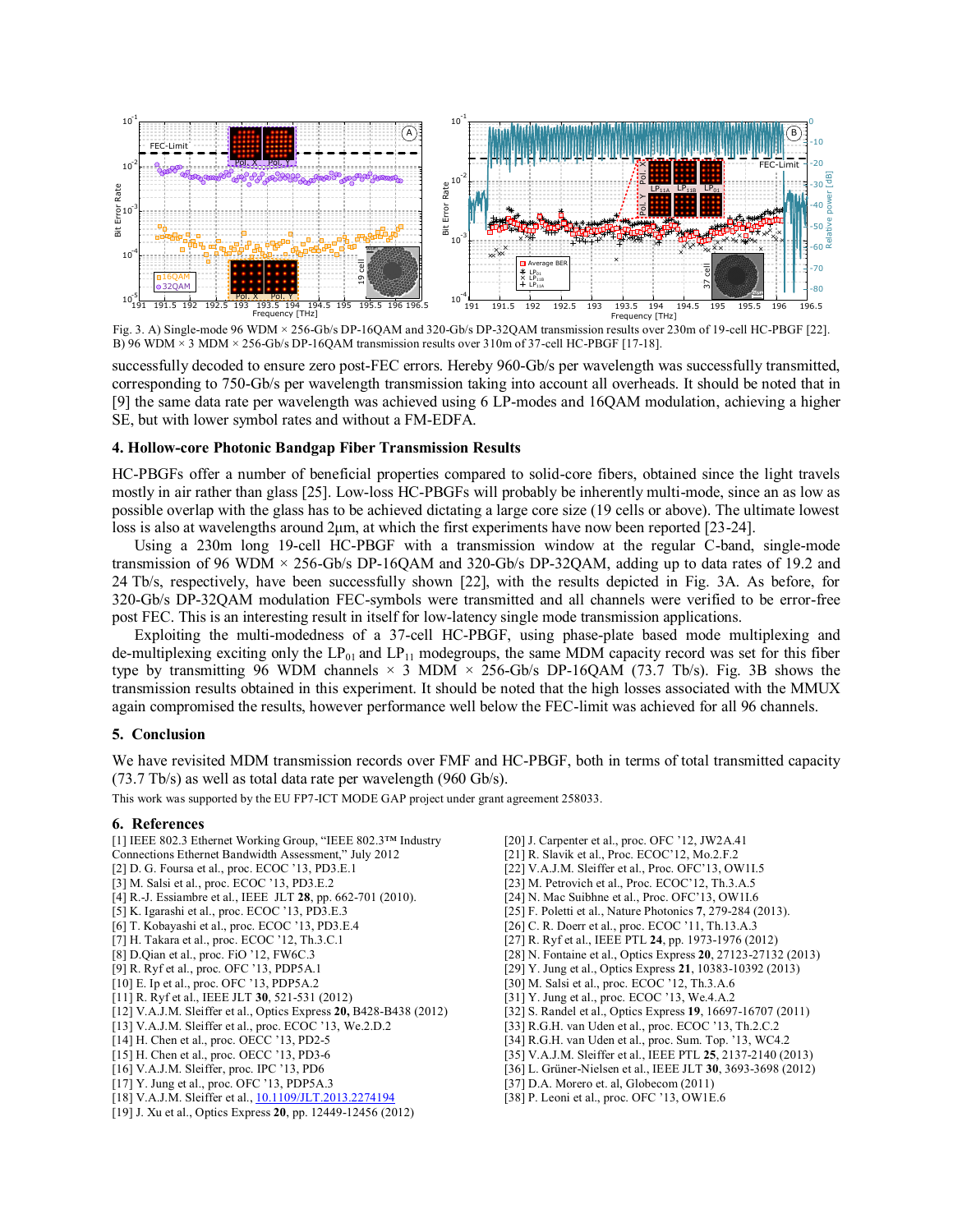A
FEC-Limit
Pol. X
Pol. Y
Bit Error Rate
$10^{-1}$
$10^{-2}$
$10^{-3}$
$10^{-4}$
$10^{-5}$
16QAM
32QAM
19 cell
191 191.5 192 192.5 193 193.5 194 194.5 195 195.5 196 196.5
Frequency [THz]

B
FEC-Limit
Bit Error Rate
Relative power [dB]
Pol. X
Pol. Y
$LP_{11A}$ $LP_{11B}$ $LP_{01}$
Average BER
$LP_{01}$
$LP_{11B}$
$LP_{11A}$
37 cell
191 191.5 192 192.5 193 193.5 194 194.5 195 195.5 196 196.5
Frequency [THz]

Fig. 3. A) Single-mode 96 WDM × 256-Gb/s DP-16QAM and 320-Gb/s DP-32QAM transmission results over 230m of 19-cell HC-PBGF [22]. B) 96 WDM × 3 MDM × 256-Gb/s DP-16QAM transmission results over 310m of 37-cell HC-PBGF [17-18].

successfully decoded to ensure zero post-FEC errors. Hereby 960-Gb/s per wavelength was successfully transmitted, corresponding to 750-Gb/s per wavelength transmission taking into account all overheads. It should be noted that in [9] the same data rate per wavelength was achieved using 6 LP-modes and 16QAM modulation, achieving a higher SE, but with lower symbol rates and without a FM-EDFA.

## 4. Hollow-core Photonic Bandgap Fiber Transmission Results

HC-PBGFs offer a number of beneficial properties compared to solid-core fibers, obtained since the light travels mostly in air rather than glass [25]. Low-loss HC-PBGFs will probably be inherently multi-mode, since an as low as possible overlap with the glass has to be achieved dictating a large core size (19 cells or above). The ultimate lowest loss is also at wavelengths around 2µm, at which the first experiments have now been reported [23-24].

Using a 230m long 19-cell HC-PBGF with a transmission window at the regular C-band, single-mode transmission of 96 WDM × 256-Gb/s DP-16QAM and 320-Gb/s DP-32QAM, adding up to data rates of 19.2 and 24 Tb/s, respectively, have been successfully shown [22], with the results depicted in Fig. 3A. As before, for 320-Gb/s DP-32QAM modulation FEC-symbols were transmitted and all channels were verified to be error-free post FEC. This is an interesting result in itself for low-latency single mode transmission applications.

Exploiting the multi-modedness of a 37-cell HC-PBGF, using phase-plate based mode multiplexing and de-multiplexing exciting only the $LP_{01}$ and $LP_{11}$ modegroups, the same MDM capacity record was set for this fiber type by transmitting 96 WDM channels × 3 MDM × 256-Gb/s DP-16QAM (73.7 Tb/s). Fig. 3B shows the transmission results obtained in this experiment. It should be noted that the high losses associated with the MMUX again compromised the results, however performance well below the FEC-limit was achieved for all 96 channels.

## 5. Conclusion

We have revisited MDM transmission records over FMF and HC-PBGF, both in terms of total transmitted capacity (73.7 Tb/s) as well as total data rate per wavelength (960 Gb/s).

This work was supported by the EU FP7-ICT MODE GAP project under grant agreement 258033.

## 6. References

[1] IEEE 802.3 Ethernet Working Group, "IEEE 802.3™ Industry Connections Ethernet Bandwidth Assessment," July 2012
[2] D. G. Foursa et al., proc. ECOC '13, PD3.E.1
[3] M. Salsi et al., proc. ECOC '13, PD3.E.2
[4] R.-J. Essiambre et al., IEEE JLT **28**, pp. 662-701 (2010).
[5] K. Igarashi et al., proc. ECOC '13, PD3.E.3
[6] T. Kobayashi et al., proc. ECOC '13, PD3.E.4
[7] H. Takara et al., proc. ECOC '12, Th.3.C.1
[8] D.Qian et al., proc. FiO '12, FW6C.3
[9] R. Ryf et al., proc. OFC '13, PDP5A.1
[10] E. Ip et al., proc. OFC '13, PDP5A.2
[11] R. Ryf et al., IEEE JLT **30**, 521-531 (2012)
[12] V.A.J.M. Sleiffer et al., Optics Express **20,** B428-B438 (2012)
[13] V.A.J.M. Sleiffer et al., proc. ECOC '13, We.2.D.2
[14] H. Chen et al., proc. OECC '13, PD2-5
[15] H. Chen et al., proc. OECC '13, PD3-6
[16] V.A.J.M. Sleiffer, proc. IPC '13, PD6
[17] Y. Jung et al., proc. OFC '13, PDP5A.3
[18] V.A.J.M. Sleiffer et al., 10.1109/JLT.2013.2274194
[19] J. Xu et al., Optics Express **20**, pp. 12449-12456 (2012)
[20] J. Carpenter et al., proc. OFC '12, JW2A.41
[21] R. Slavik et al., Proc. ECOC'12, Mo.2.F.2
[22] V.A.J.M. Sleiffer et al., Proc. OFC'13, OW1I.5
[23] M. Petrovich et al., Proc. ECOC'12, Th.3.A.5
[24] N. Mac Suibhne et al., Proc. OFC'13, OW1I.6
[25] F. Poletti et al., Nature Photonics **7**, 279-284 (2013).
[26] C. R. Doerr et al., proc. ECOC '11, Th.13.A.3
[27] R. Ryf et al., IEEE PTL **24**, pp. 1973-1976 (2012)
[28] N. Fontaine et al., Optics Express **20**, 27123-27132 (2013)
[29] Y. Jung et al., Optics Express **21**, 10383-10392 (2013)
[30] M. Salsi et al., proc. ECOC '12, Th.3.A.6
[31] Y. Jung et al., proc. ECOC '13, We.4.A.2
[32] S. Randel et al., Optics Express **19**, 16697-16707 (2011)
[33] R.G.H. van Uden et al., proc. ECOC '13, Th.2.C.2
[34] R.G.H. van Uden et al., proc. Sum. Top. '13, WC4.2
[35] V.A.J.M. Sleiffer et al., IEEE PTL **25**, 2137-2140 (2013)
[36] L. Grüner-Nielsen et al., IEEE JLT **30**, 3693-3698 (2012)
[37] D.A. Morero et. al, Globecom (2011)
[38] P. Leoni et al., proc. OFC '13, OW1E.6